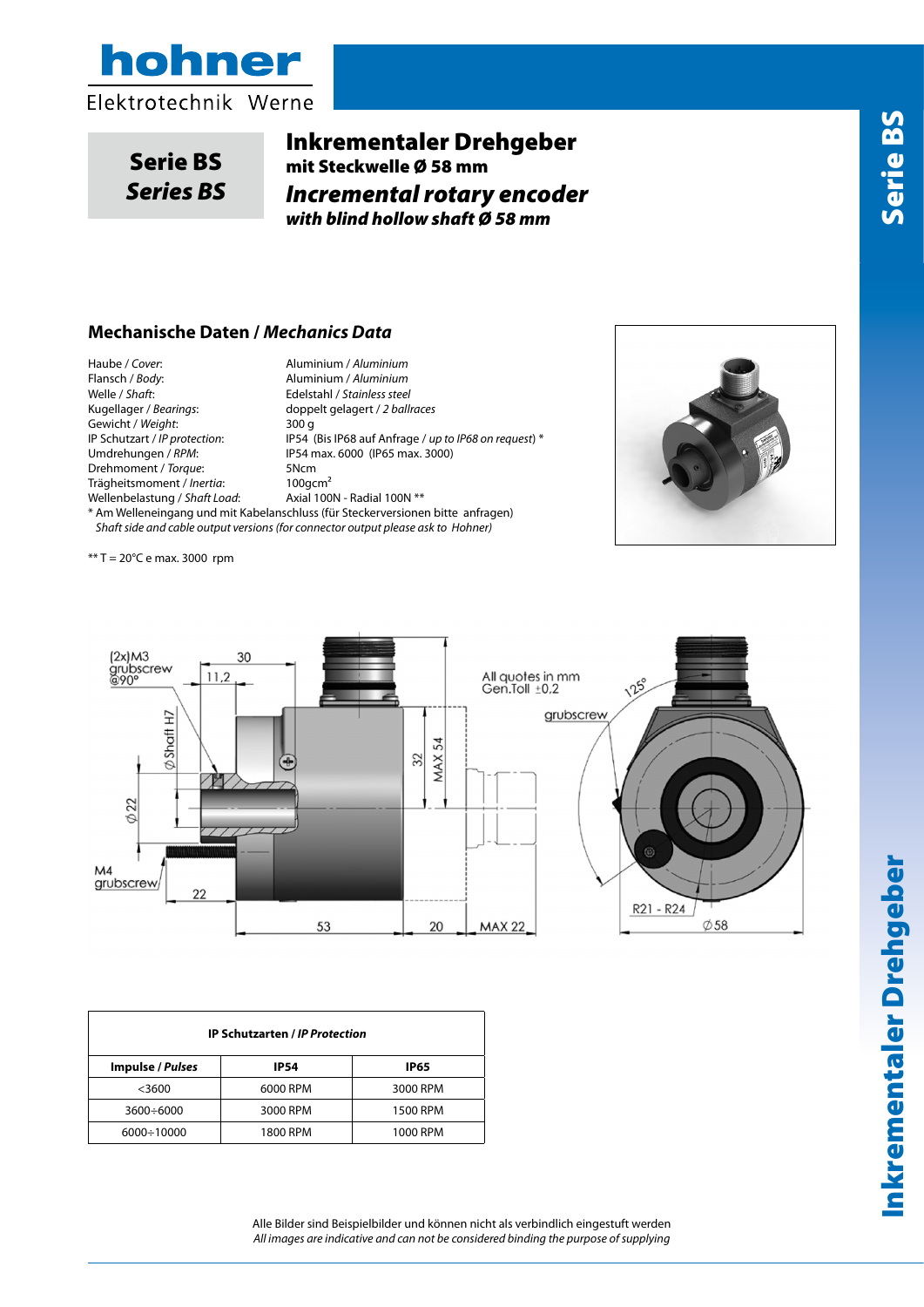# Serie BS
## *Series BS*

# Inkrementaler Drehgeber
**mit Steckwelle Ø 58 mm**

# *Incremental rotary encoder*
***with blind hollow shaft Ø 58 mm***

## Mechanische Daten / *Mechanics Data*

| | |
|---|---|
| Haube / *Cover*: | Aluminium / *Aluminium* |
| Flansch / *Body*: | Aluminium / *Aluminium* |
| Welle / *Shaft*: | Edelstahl / *Stainless steel* |
| Kugellager / *Bearings*: | doppelt gelagert / *2 ballraces* |
| Gewicht / *Weight*: | 300 g |
| IP Schutzart / *IP protection*: | IP54 (Bis IP68 auf Anfrage / *up to IP68 on request*) * |
| Umdrehungen / *RPM*: | IP54 max. 6000 (IP65 max. 3000) |
| Drehmoment / *Torque*: | 5Ncm |
| Trägheitsmoment / *Inertia*: | 100gcm² |
| Wellenbelastung / *Shaft Load*: | Axial 100N - Radial 100N ** |

\* Am Welleneingang und mit Kabelanschluss (für Steckerversionen bitte anfragen)
*Shaft side and cable output versions (for connector output please ask to Hohner)*

** T = 20°C e max. 3000 rpm

| IP Schutzarten / *IP Protection* | | |
|---|---|---|
| **Impulse / *Pulses*** | **IP54** | **IP65** |
| <3600 | 6000 RPM | 3000 RPM |
| 3600÷6000 | 3000 RPM | 1500 RPM |
| 6000÷10000 | 1800 RPM | 1000 RPM |

Alle Bilder sind Beispielbilder und können nicht als verbindlich eingestuft werden
*All images are indicative and can not be considered binding the purpose of supplying*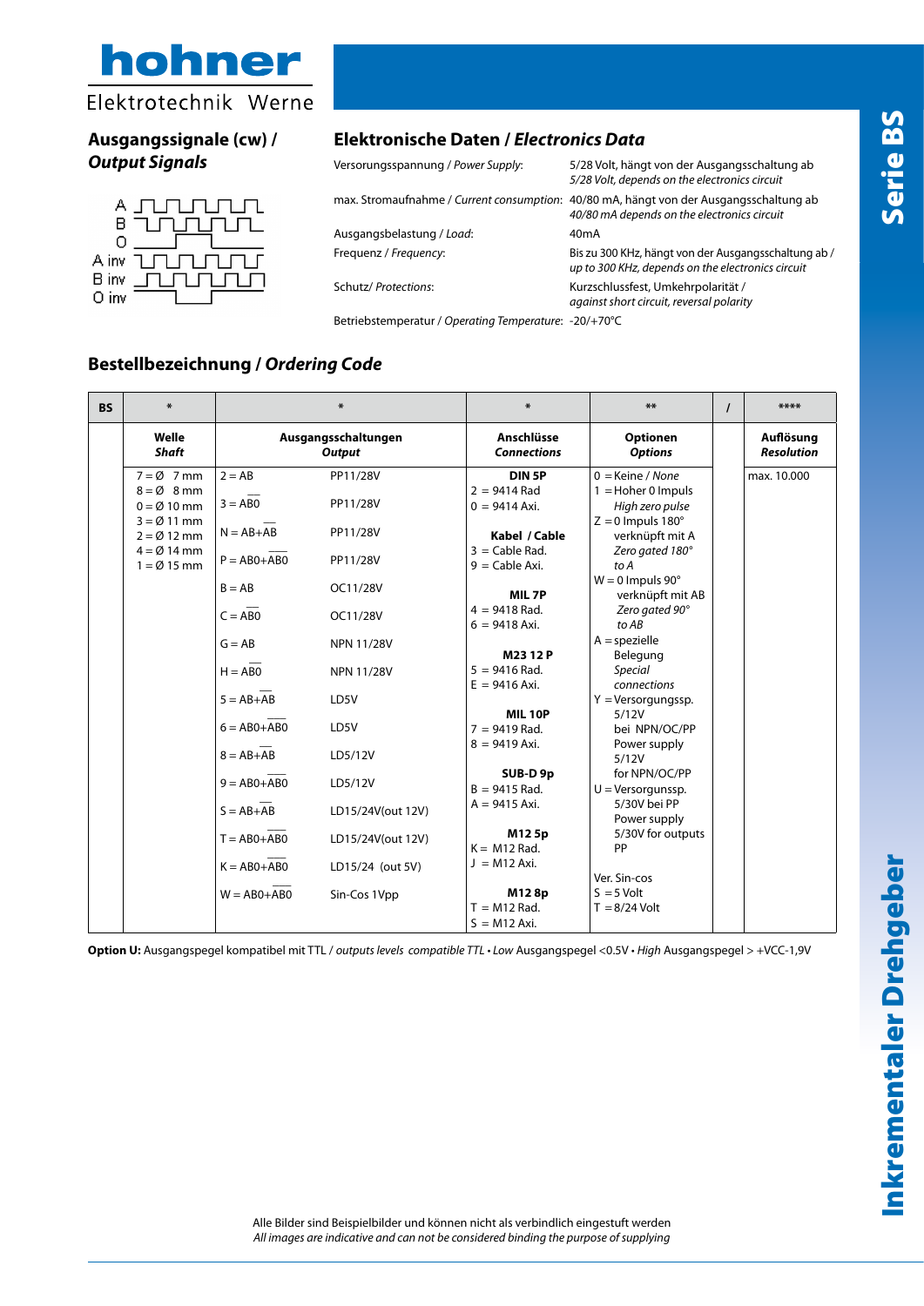hohner

Elektrotechnik Werne

Serie BS

## Ausgangssignale (cw) / *Output Signals*

A, B, 0, A inv, B inv, 0 inv

## Elektronische Daten / *Electronics Data*

| | |
|---|---|
| Versorungsspannung / *Power Supply*: | 5/28 Volt, hängt von der Ausgangsschaltung ab *5/28 Volt, depends on the electronics circuit* |
| max. Stromaufnahme / *Current consumption*: | 40/80 mA, hängt von der Ausgangsschaltung ab *40/80 mA depends on the electronics circuit* |
| Ausgangsbelastung / *Load*: | 40mA |
| Frequenz / *Frequency*: | Bis zu 300 KHz, hängt von der Ausgangsschaltung ab / *up to 300 KHz, depends on the electronics circuit* |
| Schutz/ *Protections*: | Kurzschlussfest, Umkehrpolarität / *against short circuit, reversal polarity* |
| Betriebstemperatur / *Operating Temperature*: | -20/+70°C |

## Bestellbezeichnung / *Ordering Code*

| BS | * | * | | * | ** | / | **** |
|---|---|---|---|---|---|---|---|
| | **Welle** *Shaft* | **Ausgangsschaltungen** *Output* | | **Anschlüsse** *Connections* | **Optionen** *Options* | | **Auflösung** *Resolution* |
| | 7 = Ø 7 mm<br>8 = Ø 8 mm<br>0 = Ø 10 mm<br>3 = Ø 11 mm<br>2 = Ø 12 mm<br>4 = Ø 14 mm<br>1 = Ø 15 mm | 2 = AB<br>3 = AB0<br>N = AB+AB<br>P = AB0+AB0<br>B = AB<br>C = AB0<br>G = AB<br>H = AB0<br>5 = AB+AB<br>6 = AB0+AB0<br>8 = AB+AB<br>9 = AB0+AB0<br>S = AB+AB<br>T = AB0+AB0<br>K = AB0+AB0<br>W = AB0+AB0 | PP11/28V<br>PP11/28V<br>PP11/28V<br>PP11/28V<br>OC11/28V<br>OC11/28V<br>NPN 11/28V<br>NPN 11/28V<br>LD5V<br>LD5V<br>LD5/12V<br>LD5/12V<br>LD15/24V(out 12V)<br>LD15/24V(out 12V)<br>LD15/24 (out 5V)<br>Sin-Cos 1Vpp | **DIN 5P**<br>2 = 9414 Rad<br>0 = 9414 Axi.<br><br>**Kabel / Cable**<br>3 = Cable Rad.<br>9 = Cable Axi.<br><br>**MIL 7P**<br>4 = 9418 Rad.<br>6 = 9418 Axi.<br><br>**M23 12 P**<br>5 = 9416 Rad.<br>E = 9416 Axi.<br><br>**MIL 10P**<br>7 = 9419 Rad.<br>8 = 9419 Axi.<br><br>**SUB-D 9p**<br>B = 9415 Rad.<br>A = 9415 Axi.<br><br>**M12 5p**<br>K = M12 Rad.<br>J = M12 Axi.<br><br>**M12 8p**<br>T = M12 Rad.<br>S = M12 Axi. | 0 = Keine / *None*<br>1 = Hoher 0 Impuls *High zero pulse*<br>Z = 0 Impuls 180° verknüpft mit A *Zero gated 180° to A*<br>W = 0 Impuls 90° verknüpft mit AB *Zero gated 90° to AB*<br>A = spezielle Belegung *Special connections*<br>Y = Versorgungssp. 5/12V bei NPN/OC/PP Power supply 5/12V for NPN/OC/PP<br>U = Versorgunssp. 5/30V bei PP Power supply 5/30V for outputs PP<br><br>Ver. Sin-cos<br>S = 5 Volt<br>T = 8/24 Volt | | max. 10.000 |

**Option U:** Ausgangspegel kompatibel mit TTL / *outputs levels compatible TTL* • *Low* Ausgangspegel <0.5V • *High* Ausgangspegel > +VCC-1,9V

Alle Bilder sind Beispielbilder und können nicht als verbindlich eingestuft werden
*All images are indicative and can not be considered binding the purpose of supplying*

Inkrementaler Drehgeber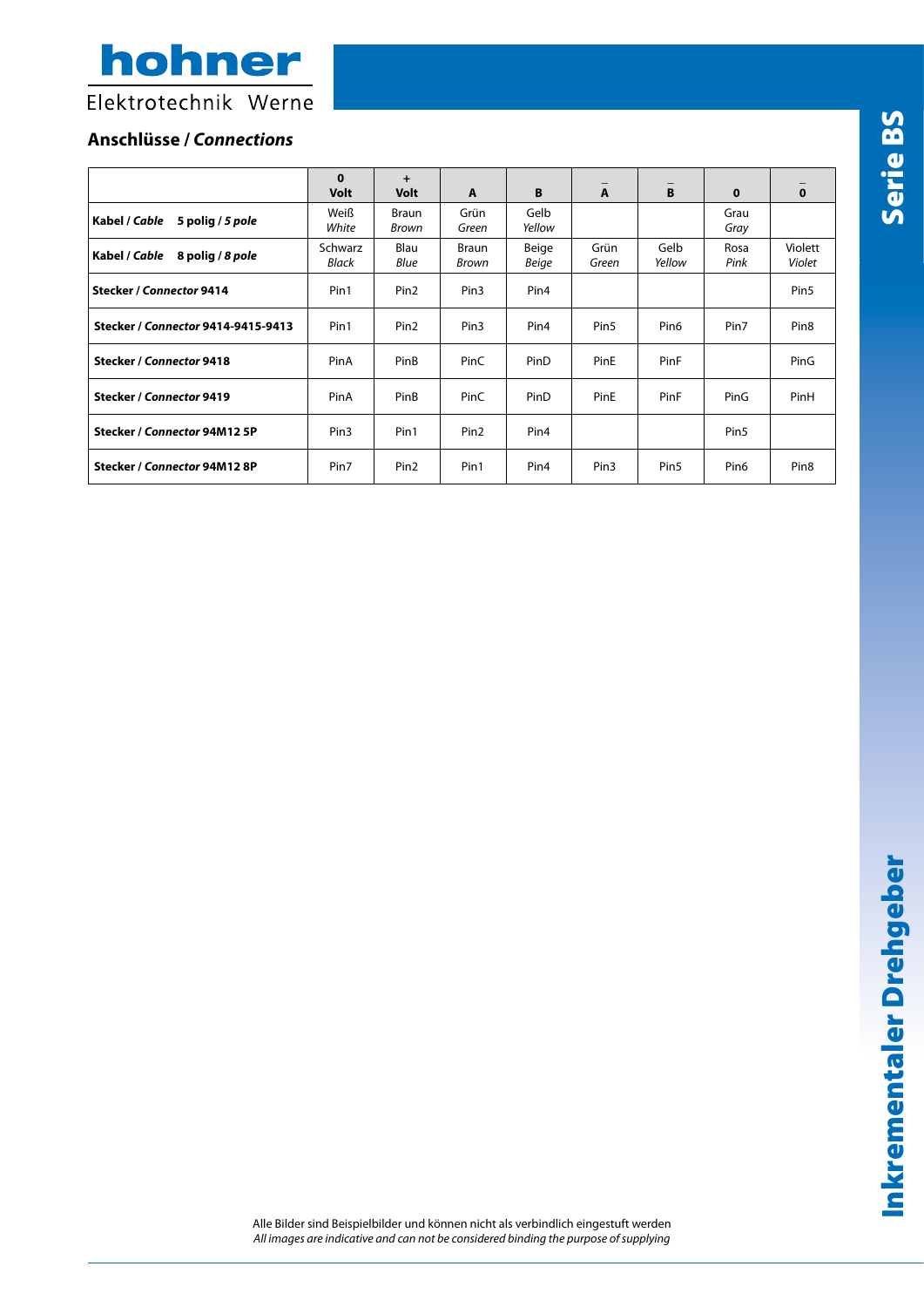## Anschlüsse / *Connections*

| | 0 Volt | + Volt | A | B | $\overline{A}$ | $\overline{B}$ | 0 | $\overline{0}$ |
|---|---|---|---|---|---|---|---|---|
| **Kabel / *Cable* 5 polig / *5 pole*** | Weiß *White* | Braun *Brown* | Grün *Green* | Gelb *Yellow* | | | Grau *Gray* | |
| **Kabel / *Cable* 8 polig / *8 pole*** | Schwarz *Black* | Blau *Blue* | Braun *Brown* | Beige *Beige* | Grün *Green* | Gelb *Yellow* | Rosa *Pink* | Violett *Violet* |
| **Stecker / *Connector* 9414** | Pin1 | Pin2 | Pin3 | Pin4 | | | | Pin5 |
| **Stecker / *Connector* 9414-9415-9413** | Pin1 | Pin2 | Pin3 | Pin4 | Pin5 | Pin6 | Pin7 | Pin8 |
| **Stecker / *Connector* 9418** | PinA | PinB | PinC | PinD | PinE | PinF | | PinG |
| **Stecker / *Connector* 9419** | PinA | PinB | PinC | PinD | PinE | PinF | PinG | PinH |
| **Stecker / *Connector* 94M12 5P** | Pin3 | Pin1 | Pin2 | Pin4 | | | Pin5 | |
| **Stecker / *Connector* 94M12 8P** | Pin7 | Pin2 | Pin1 | Pin4 | Pin3 | Pin5 | Pin6 | Pin8 |

Alle Bilder sind Beispielbilder und können nicht als verbindlich eingestuft werden
*All images are indicative and can not be considered binding the purpose of supplying*